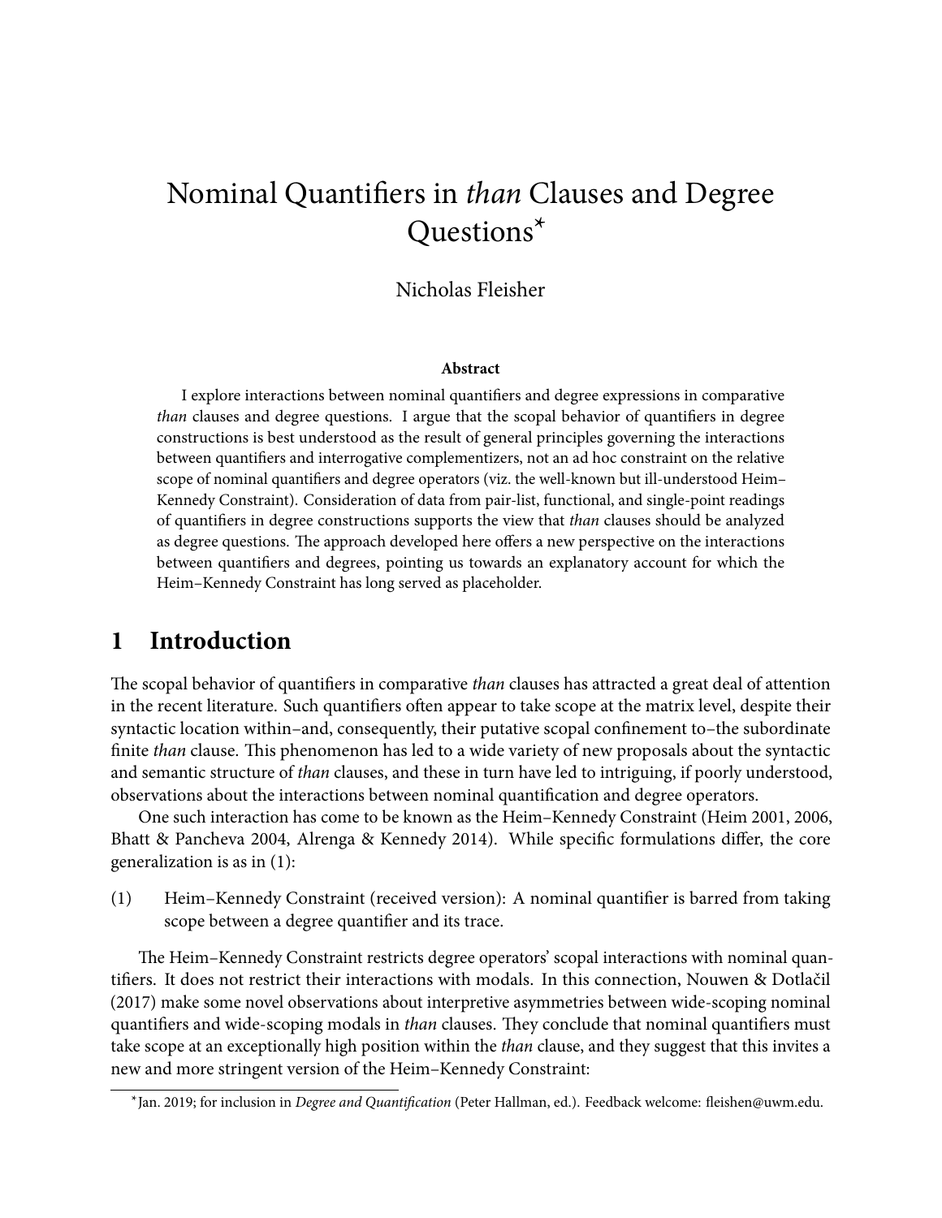# Nominal Quantifiers in *than* Clauses and Degree Questions*

Nicholas Fleisher

**Abstract**

I explore interactions between nominal quantifiers and degree expressions in comparative *than* clauses and degree questions. I argue that the scopal behavior of quantifiers in degree constructions is best understood as the result of general principles governing the interactions between quantifiers and interrogative complementizers, not an ad hoc constraint on the relative scope of nominal quantifiers and degree operators (viz. the well-known but ill-understood Heim–Kennedy Constraint). Consideration of data from pair-list, functional, and single-point readings of quantifiers in degree constructions supports the view that *than* clauses should be analyzed as degree questions. The approach developed here offers a new perspective on the interactions between quantifiers and degrees, pointing us towards an explanatory account for which the Heim–Kennedy Constraint has long served as placeholder.

## 1 Introduction

The scopal behavior of quantifiers in comparative *than* clauses has attracted a great deal of attention in the recent literature. Such quantifiers often appear to take scope at the matrix level, despite their syntactic location within–and, consequently, their putative scopal confinement to–the subordinate finite *than* clause. This phenomenon has led to a wide variety of new proposals about the syntactic and semantic structure of *than* clauses, and these in turn have led to intriguing, if poorly understood, observations about the interactions between nominal quantification and degree operators.

One such interaction has come to be known as the Heim–Kennedy Constraint (Heim 2001, 2006, Bhatt & Pancheva 2004, Alrenga & Kennedy 2014). While specific formulations differ, the core generalization is as in (1):

(1) Heim–Kennedy Constraint (received version): A nominal quantifier is barred from taking scope between a degree quantifier and its trace.

The Heim–Kennedy Constraint restricts degree operators' scopal interactions with nominal quantifiers. It does not restrict their interactions with modals. In this connection, Nouwen & Dotlačil (2017) make some novel observations about interpretive asymmetries between wide-scoping nominal quantifiers and wide-scoping modals in *than* clauses. They conclude that nominal quantifiers must take scope at an exceptionally high position within the *than* clause, and they suggest that this invites a new and more stringent version of the Heim–Kennedy Constraint:

*Jan. 2019; for inclusion in *Degree and Quantification* (Peter Hallman, ed.). Feedback welcome: fleishen@uwm.edu.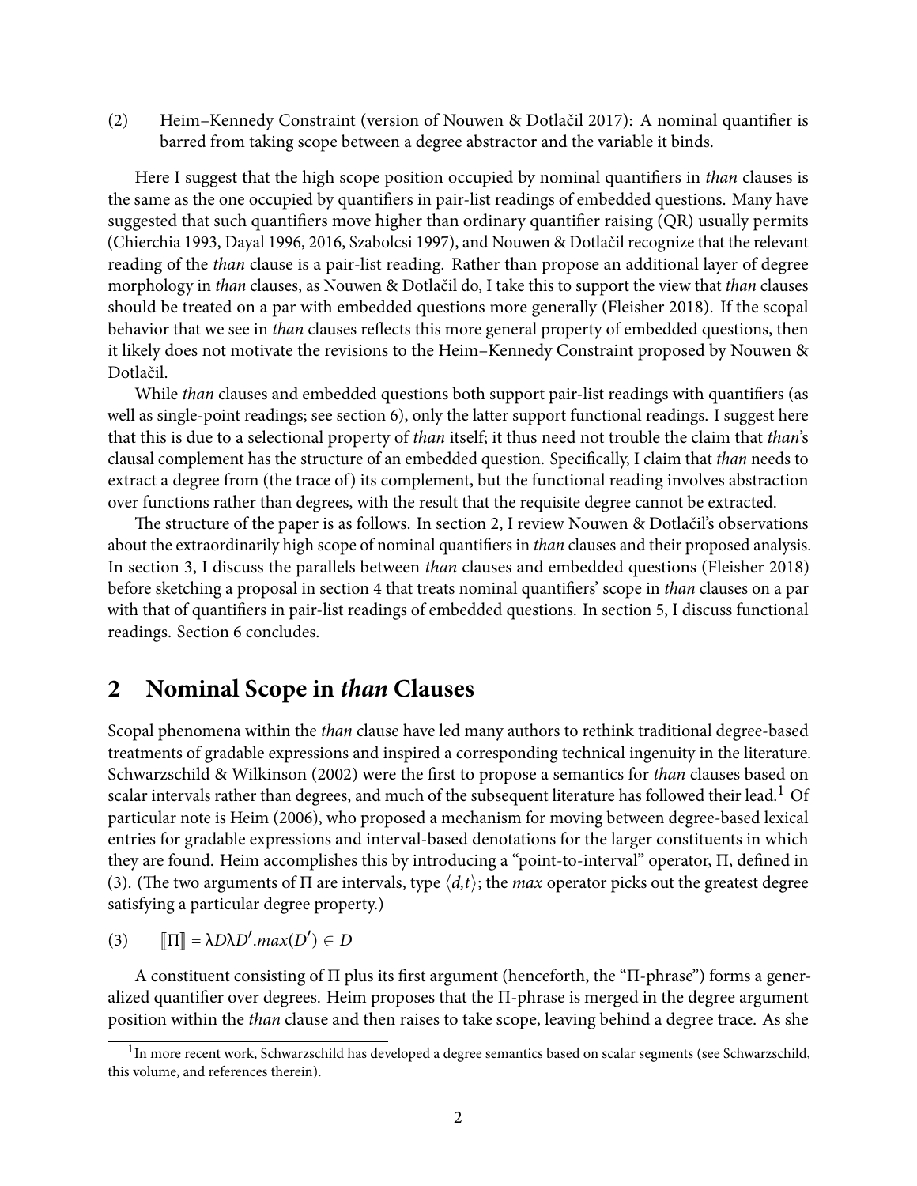(2) Heim–Kennedy Constraint (version of Nouwen & Dotlačil 2017): A nominal quantifier is barred from taking scope between a degree abstractor and the variable it binds.

Here I suggest that the high scope position occupied by nominal quantifiers in *than* clauses is the same as the one occupied by quantifiers in pair-list readings of embedded questions. Many have suggested that such quantifiers move higher than ordinary quantifier raising (QR) usually permits (Chierchia 1993, Dayal 1996, 2016, Szabolcsi 1997), and Nouwen & Dotlačil recognize that the relevant reading of the *than* clause is a pair-list reading. Rather than propose an additional layer of degree morphology in *than* clauses, as Nouwen & Dotlačil do, I take this to support the view that *than* clauses should be treated on a par with embedded questions more generally (Fleisher 2018). If the scopal behavior that we see in *than* clauses reflects this more general property of embedded questions, then it likely does not motivate the revisions to the Heim–Kennedy Constraint proposed by Nouwen & Dotlačil.

While *than* clauses and embedded questions both support pair-list readings with quantifiers (as well as single-point readings; see section 6), only the latter support functional readings. I suggest here that this is due to a selectional property of *than* itself; it thus need not trouble the claim that *than*'s clausal complement has the structure of an embedded question. Specifically, I claim that *than* needs to extract a degree from (the trace of) its complement, but the functional reading involves abstraction over functions rather than degrees, with the result that the requisite degree cannot be extracted.

The structure of the paper is as follows. In section 2, I review Nouwen & Dotlačil's observations about the extraordinarily high scope of nominal quantifiers in *than* clauses and their proposed analysis. In section 3, I discuss the parallels between *than* clauses and embedded questions (Fleisher 2018) before sketching a proposal in section 4 that treats nominal quantifiers' scope in *than* clauses on a par with that of quantifiers in pair-list readings of embedded questions. In section 5, I discuss functional readings. Section 6 concludes.

## 2 Nominal Scope in *than* Clauses

Scopal phenomena within the *than* clause have led many authors to rethink traditional degree-based treatments of gradable expressions and inspired a corresponding technical ingenuity in the literature. Schwarzschild & Wilkinson (2002) were the first to propose a semantics for *than* clauses based on scalar intervals rather than degrees, and much of the subsequent literature has followed their lead.[1] Of particular note is Heim (2006), who proposed a mechanism for moving between degree-based lexical entries for gradable expressions and interval-based denotations for the larger constituents in which they are found. Heim accomplishes this by introducing a "point-to-interval" operator, Π, defined in (3). (The two arguments of Π are intervals, type $\langle d,t \rangle$; the *max* operator picks out the greatest degree satisfying a particular degree property.)

(3) $[\![\Pi]\!] = \lambda D \lambda D'.max(D') \in D$

A constituent consisting of Π plus its first argument (henceforth, the "Π-phrase") forms a generalized quantifier over degrees. Heim proposes that the Π-phrase is merged in the degree argument position within the *than* clause and then raises to take scope, leaving behind a degree trace. As she

[1] In more recent work, Schwarzschild has developed a degree semantics based on scalar segments (see Schwarzschild, this volume, and references therein).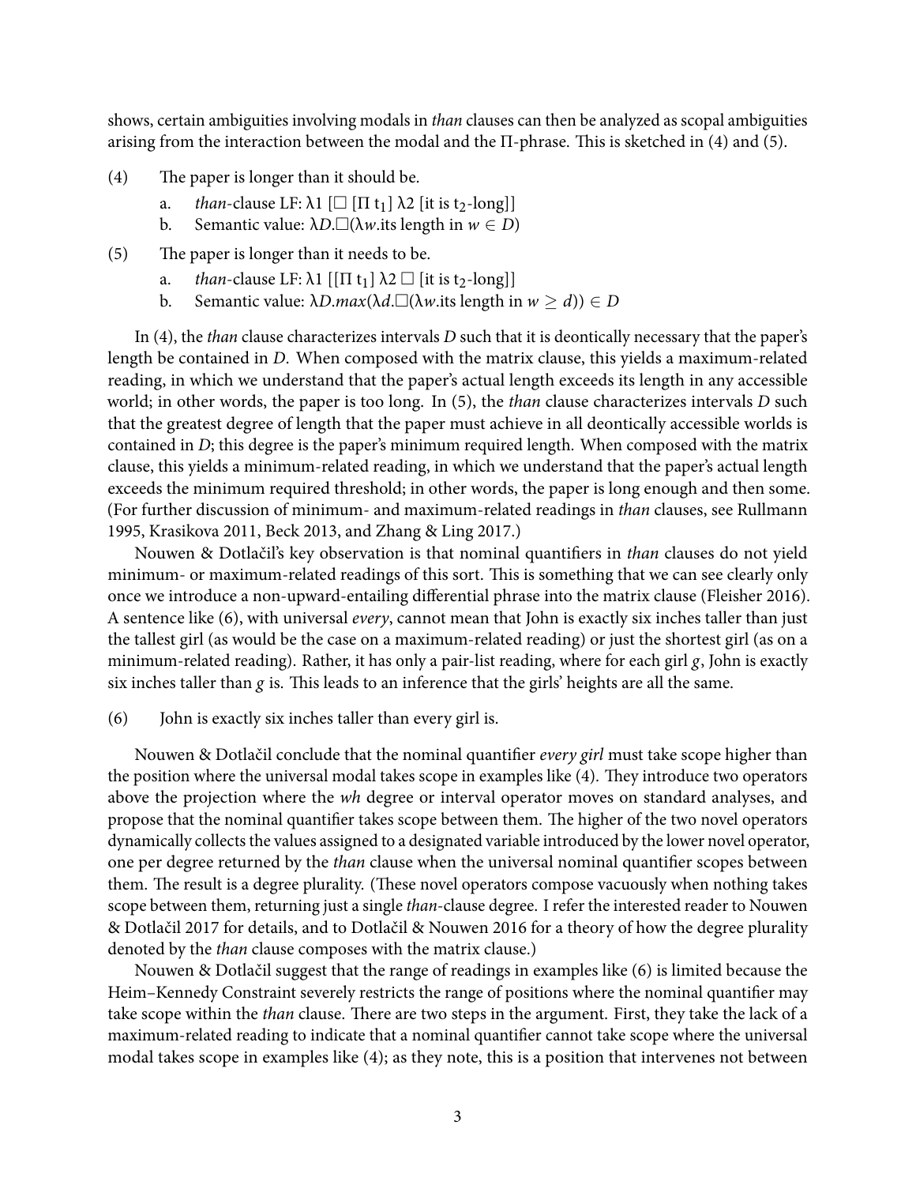shows, certain ambiguities involving modals in *than* clauses can then be analyzed as scopal ambiguities arising from the interaction between the modal and the Π-phrase. This is sketched in (4) and (5).

(4) The paper is longer than it should be.

  a. *than*-clause LF: λ1 [□ [Π $t_1$] λ2 [it is $t_2$-long]]

  b. Semantic value: $\lambda D.\Box(\lambda w.\text{its length in } w \in D)$

(5) The paper is longer than it needs to be.

  a. *than*-clause LF: λ1 [[Π $t_1$] λ2 □ [it is $t_2$-long]]

  b. Semantic value: $\lambda D.max(\lambda d.\Box(\lambda w.\text{its length in } w \geq d)) \in D$

In (4), the *than* clause characterizes intervals *D* such that it is deontically necessary that the paper's length be contained in *D*. When composed with the matrix clause, this yields a maximum-related reading, in which we understand that the paper's actual length exceeds its length in any accessible world; in other words, the paper is too long. In (5), the *than* clause characterizes intervals *D* such that the greatest degree of length that the paper must achieve in all deontically accessible worlds is contained in *D*; this degree is the paper's minimum required length. When composed with the matrix clause, this yields a minimum-related reading, in which we understand that the paper's actual length exceeds the minimum required threshold; in other words, the paper is long enough and then some. (For further discussion of minimum- and maximum-related readings in *than* clauses, see Rullmann 1995, Krasikova 2011, Beck 2013, and Zhang & Ling 2017.)

Nouwen & Dotlačil's key observation is that nominal quantifiers in *than* clauses do not yield minimum- or maximum-related readings of this sort. This is something that we can see clearly only once we introduce a non-upward-entailing differential phrase into the matrix clause (Fleisher 2016). A sentence like (6), with universal *every*, cannot mean that John is exactly six inches taller than just the tallest girl (as would be the case on a maximum-related reading) or just the shortest girl (as on a minimum-related reading). Rather, it has only a pair-list reading, where for each girl *g*, John is exactly six inches taller than *g* is. This leads to an inference that the girls' heights are all the same.

(6) John is exactly six inches taller than every girl is.

Nouwen & Dotlačil conclude that the nominal quantifier *every girl* must take scope higher than the position where the universal modal takes scope in examples like (4). They introduce two operators above the projection where the *wh* degree or interval operator moves on standard analyses, and propose that the nominal quantifier takes scope between them. The higher of the two novel operators dynamically collects the values assigned to a designated variable introduced by the lower novel operator, one per degree returned by the *than* clause when the universal nominal quantifier scopes between them. The result is a degree plurality. (These novel operators compose vacuously when nothing takes scope between them, returning just a single *than*-clause degree. I refer the interested reader to Nouwen & Dotlačil 2017 for details, and to Dotlačil & Nouwen 2016 for a theory of how the degree plurality denoted by the *than* clause composes with the matrix clause.)

Nouwen & Dotlačil suggest that the range of readings in examples like (6) is limited because the Heim–Kennedy Constraint severely restricts the range of positions where the nominal quantifier may take scope within the *than* clause. There are two steps in the argument. First, they take the lack of a maximum-related reading to indicate that a nominal quantifier cannot take scope where the universal modal takes scope in examples like (4); as they note, this is a position that intervenes not between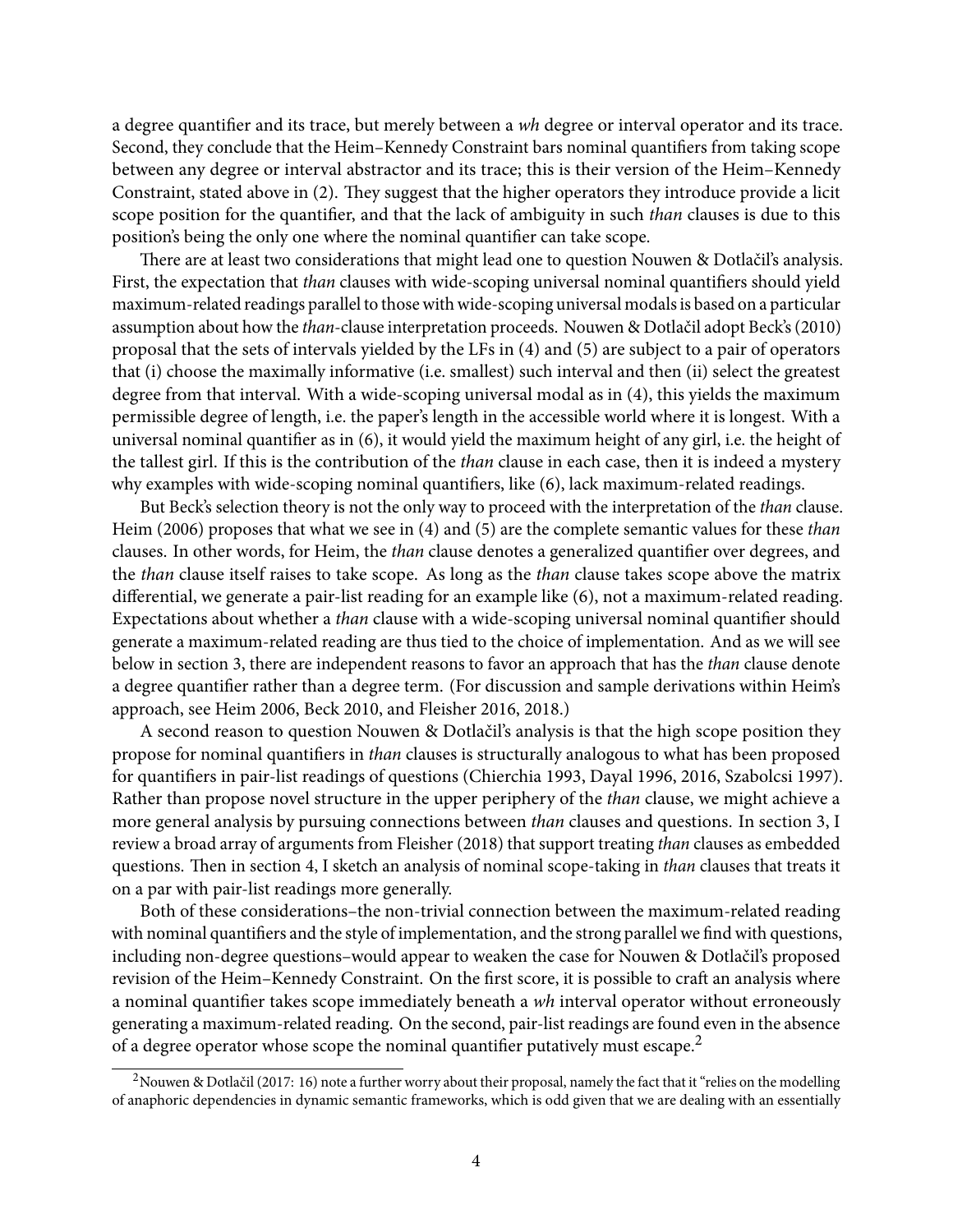a degree quantifier and its trace, but merely between a *wh* degree or interval operator and its trace. Second, they conclude that the Heim–Kennedy Constraint bars nominal quantifiers from taking scope between any degree or interval abstractor and its trace; this is their version of the Heim–Kennedy Constraint, stated above in (2). They suggest that the higher operators they introduce provide a licit scope position for the quantifier, and that the lack of ambiguity in such *than* clauses is due to this position's being the only one where the nominal quantifier can take scope.

There are at least two considerations that might lead one to question Nouwen & Dotlačil's analysis. First, the expectation that *than* clauses with wide-scoping universal nominal quantifiers should yield maximum-related readings parallel to those with wide-scoping universal modals is based on a particular assumption about how the *than*-clause interpretation proceeds. Nouwen & Dotlačil adopt Beck's (2010) proposal that the sets of intervals yielded by the LFs in (4) and (5) are subject to a pair of operators that (i) choose the maximally informative (i.e. smallest) such interval and then (ii) select the greatest degree from that interval. With a wide-scoping universal modal as in (4), this yields the maximum permissible degree of length, i.e. the paper's length in the accessible world where it is longest. With a universal nominal quantifier as in (6), it would yield the maximum height of any girl, i.e. the height of the tallest girl. If this is the contribution of the *than* clause in each case, then it is indeed a mystery why examples with wide-scoping nominal quantifiers, like (6), lack maximum-related readings.

But Beck's selection theory is not the only way to proceed with the interpretation of the *than* clause. Heim (2006) proposes that what we see in (4) and (5) are the complete semantic values for these *than* clauses. In other words, for Heim, the *than* clause denotes a generalized quantifier over degrees, and the *than* clause itself raises to take scope. As long as the *than* clause takes scope above the matrix differential, we generate a pair-list reading for an example like (6), not a maximum-related reading. Expectations about whether a *than* clause with a wide-scoping universal nominal quantifier should generate a maximum-related reading are thus tied to the choice of implementation. And as we will see below in section 3, there are independent reasons to favor an approach that has the *than* clause denote a degree quantifier rather than a degree term. (For discussion and sample derivations within Heim's approach, see Heim 2006, Beck 2010, and Fleisher 2016, 2018.)

A second reason to question Nouwen & Dotlačil's analysis is that the high scope position they propose for nominal quantifiers in *than* clauses is structurally analogous to what has been proposed for quantifiers in pair-list readings of questions (Chierchia 1993, Dayal 1996, 2016, Szabolcsi 1997). Rather than propose novel structure in the upper periphery of the *than* clause, we might achieve a more general analysis by pursuing connections between *than* clauses and questions. In section 3, I review a broad array of arguments from Fleisher (2018) that support treating *than* clauses as embedded questions. Then in section 4, I sketch an analysis of nominal scope-taking in *than* clauses that treats it on a par with pair-list readings more generally.

Both of these considerations–the non-trivial connection between the maximum-related reading with nominal quantifiers and the style of implementation, and the strong parallel we find with questions, including non-degree questions–would appear to weaken the case for Nouwen & Dotlačil's proposed revision of the Heim–Kennedy Constraint. On the first score, it is possible to craft an analysis where a nominal quantifier takes scope immediately beneath a *wh* interval operator without erroneously generating a maximum-related reading. On the second, pair-list readings are found even in the absence of a degree operator whose scope the nominal quantifier putatively must escape.[2]

[2] Nouwen & Dotlačil (2017: 16) note a further worry about their proposal, namely the fact that it "relies on the modelling of anaphoric dependencies in dynamic semantic frameworks, which is odd given that we are dealing with an essentially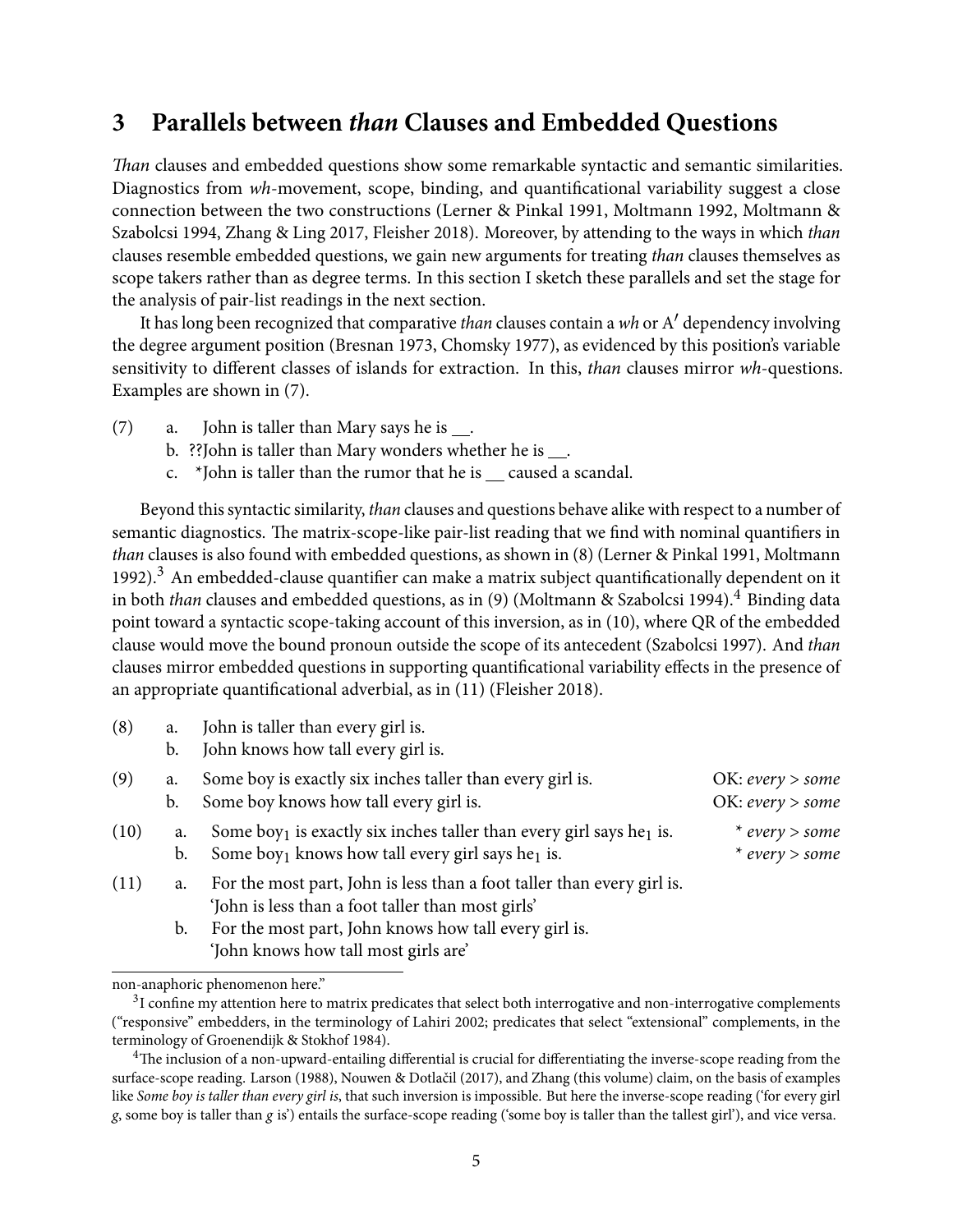## 3 Parallels between *than* Clauses and Embedded Questions

*Than* clauses and embedded questions show some remarkable syntactic and semantic similarities. Diagnostics from *wh*-movement, scope, binding, and quantificational variability suggest a close connection between the two constructions (Lerner & Pinkal 1991, Moltmann 1992, Moltmann & Szabolcsi 1994, Zhang & Ling 2017, Fleisher 2018). Moreover, by attending to the ways in which *than* clauses resemble embedded questions, we gain new arguments for treating *than* clauses themselves as scope takers rather than as degree terms. In this section I sketch these parallels and set the stage for the analysis of pair-list readings in the next section.

It has long been recognized that comparative *than* clauses contain a *wh* or A′ dependency involving the degree argument position (Bresnan 1973, Chomsky 1977), as evidenced by this position's variable sensitivity to different classes of islands for extraction. In this, *than* clauses mirror *wh*-questions. Examples are shown in (7).

(7) a. John is taller than Mary says he is __.
b. ??John is taller than Mary wonders whether he is __.
c. *John is taller than the rumor that he is __ caused a scandal.

Beyond this syntactic similarity, *than* clauses and questions behave alike with respect to a number of semantic diagnostics. The matrix-scope-like pair-list reading that we find with nominal quantifiers in *than* clauses is also found with embedded questions, as shown in (8) (Lerner & Pinkal 1991, Moltmann 1992).[3] An embedded-clause quantifier can make a matrix subject quantificationally dependent on it in both *than* clauses and embedded questions, as in (9) (Moltmann & Szabolcsi 1994).[4] Binding data point toward a syntactic scope-taking account of this inversion, as in (10), where QR of the embedded clause would move the bound pronoun outside the scope of its antecedent (Szabolcsi 1997). And *than* clauses mirror embedded questions in supporting quantificational variability effects in the presence of an appropriate quantificational adverbial, as in (11) (Fleisher 2018).

(8) a. John is taller than every girl is.
b. John knows how tall every girl is.

(9) a. Some boy is exactly six inches taller than every girl is. — OK: *every > some*
b. Some boy knows how tall every girl is. — OK: *every > some*

(10) a. Some boy$_1$ is exactly six inches taller than every girl says he$_1$ is. — * *every > some*
b. Some boy$_1$ knows how tall every girl says he$_1$ is. — * *every > some*

(11) a. For the most part, John is less than a foot taller than every girl is.
'John is less than a foot taller than most girls'
b. For the most part, John knows how tall every girl is.
'John knows how tall most girls are'

---

non-anaphoric phenomenon here."

[3] I confine my attention here to matrix predicates that select both interrogative and non-interrogative complements ("responsive" embedders, in the terminology of Lahiri 2002; predicates that select "extensional" complements, in the terminology of Groenendijk & Stokhof 1984).

[4] The inclusion of a non-upward-entailing differential is crucial for differentiating the inverse-scope reading from the surface-scope reading. Larson (1988), Nouwen & Dotlačil (2017), and Zhang (this volume) claim, on the basis of examples like *Some boy is taller than every girl is*, that such inversion is impossible. But here the inverse-scope reading ('for every girl *g*, some boy is taller than *g* is') entails the surface-scope reading ('some boy is taller than the tallest girl'), and vice versa.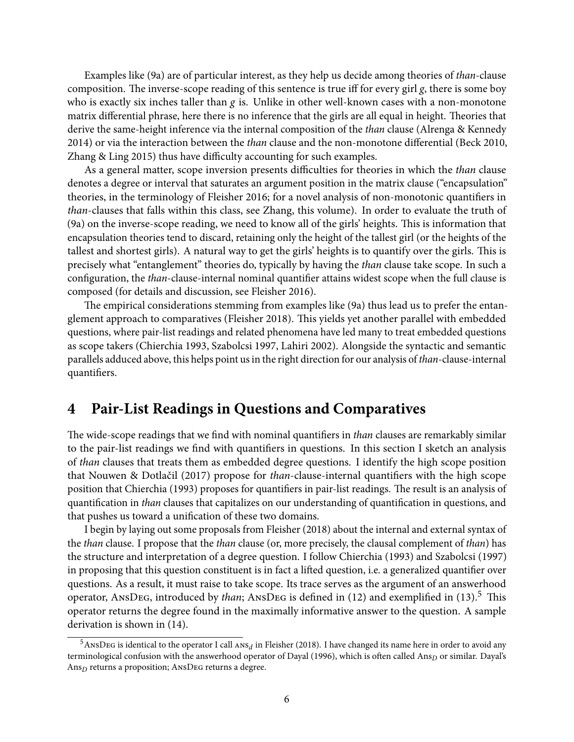Examples like (9a) are of particular interest, as they help us decide among theories of *than*-clause composition. The inverse-scope reading of this sentence is true iff for every girl $g$, there is some boy who is exactly six inches taller than $g$ is. Unlike in other well-known cases with a non-monotone matrix differential phrase, here there is no inference that the girls are all equal in height. Theories that derive the same-height inference via the internal composition of the *than* clause (Alrenga & Kennedy 2014) or via the interaction between the *than* clause and the non-monotone differential (Beck 2010, Zhang & Ling 2015) thus have difficulty accounting for such examples.

As a general matter, scope inversion presents difficulties for theories in which the *than* clause denotes a degree or interval that saturates an argument position in the matrix clause ("encapsulation" theories, in the terminology of Fleisher 2016; for a novel analysis of non-monotonic quantifiers in *than*-clauses that falls within this class, see Zhang, this volume). In order to evaluate the truth of (9a) on the inverse-scope reading, we need to know all of the girls' heights. This is information that encapsulation theories tend to discard, retaining only the height of the tallest girl (or the heights of the tallest and shortest girls). A natural way to get the girls' heights is to quantify over the girls. This is precisely what "entanglement" theories do, typically by having the *than* clause take scope. In such a configuration, the *than*-clause-internal nominal quantifier attains widest scope when the full clause is composed (for details and discussion, see Fleisher 2016).

The empirical considerations stemming from examples like (9a) thus lead us to prefer the entanglement approach to comparatives (Fleisher 2018). This yields yet another parallel with embedded questions, where pair-list readings and related phenomena have led many to treat embedded questions as scope takers (Chierchia 1993, Szabolcsi 1997, Lahiri 2002). Alongside the syntactic and semantic parallels adduced above, this helps point us in the right direction for our analysis of *than*-clause-internal quantifiers.

## 4 Pair-List Readings in Questions and Comparatives

The wide-scope readings that we find with nominal quantifiers in *than* clauses are remarkably similar to the pair-list readings we find with quantifiers in questions. In this section I sketch an analysis of *than* clauses that treats them as embedded degree questions. I identify the high scope position that Nouwen & Dotlačil (2017) propose for *than*-clause-internal quantifiers with the high scope position that Chierchia (1993) proposes for quantifiers in pair-list readings. The result is an analysis of quantification in *than* clauses that capitalizes on our understanding of quantification in questions, and that pushes us toward a unification of these two domains.

I begin by laying out some proposals from Fleisher (2018) about the internal and external syntax of the *than* clause. I propose that the *than* clause (or, more precisely, the clausal complement of *than*) has the structure and interpretation of a degree question. I follow Chierchia (1993) and Szabolcsi (1997) in proposing that this question constituent is in fact a lifted question, i.e. a generalized quantifier over questions. As a result, it must raise to take scope. Its trace serves as the argument of an answerhood operator, AnsDeg, introduced by *than*; AnsDeg is defined in (12) and exemplified in (13).[5] This operator returns the degree found in the maximally informative answer to the question. A sample derivation is shown in (14).

[5] AnsDeg is identical to the operator I call $\text{ANS}_d$ in Fleisher (2018). I have changed its name here in order to avoid any terminological confusion with the answerhood operator of Dayal (1996), which is often called $\text{Ans}_D$ or similar. Dayal's $\text{Ans}_D$ returns a proposition; AnsDeg returns a degree.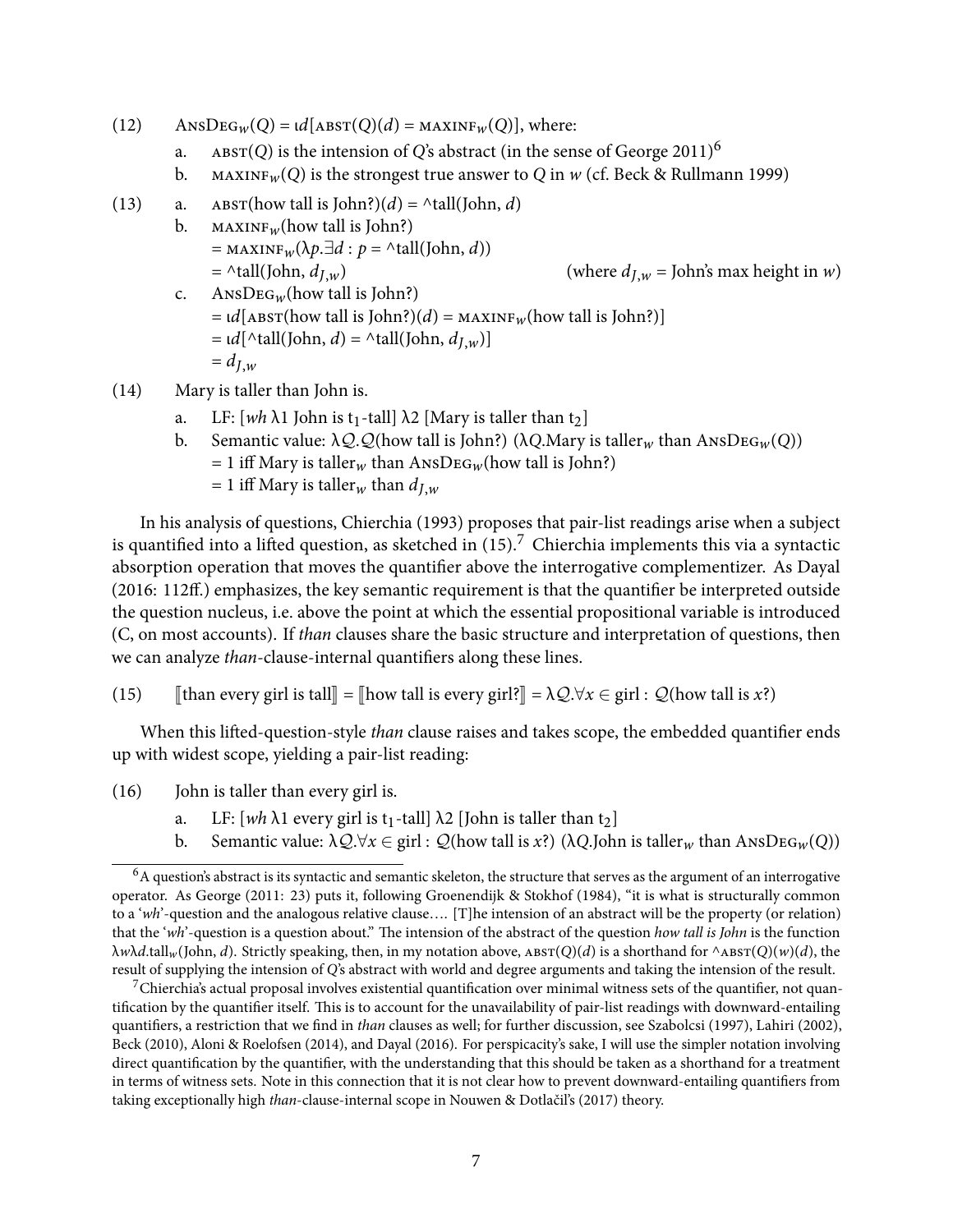(12) $\text{AnsDeg}_w(Q) = \iota d[\text{abst}(Q)(d) = \text{maxinf}_w(Q)]$, where:

a. $\text{abst}(Q)$ is the intension of $Q$'s abstract (in the sense of George 2011)[6]

b. $\text{maxinf}_w(Q)$ is the strongest true answer to $Q$ in $w$ (cf. Beck & Rullmann 1999)

(13) a. $\text{abst}(\text{how tall is John?})(d) = {}^\wedge\text{tall}(\text{John}, d)$

b. $\text{maxinf}_w(\text{how tall is John?})$
$= \text{maxinf}_w(\lambda p.\exists d : p = {}^\wedge\text{tall}(\text{John}, d))$
$= {}^\wedge\text{tall}(\text{John}, d_{J,w})$ (where $d_{J,w}$ = John's max height in $w$)

c. $\text{AnsDeg}_w(\text{how tall is John?})$
$= \iota d[\text{abst}(\text{how tall is John?})(d) = \text{maxinf}_w(\text{how tall is John?})]$
$= \iota d[{}^\wedge\text{tall}(\text{John}, d) = {}^\wedge\text{tall}(\text{John}, d_{J,w})]$
$= d_{J,w}$

(14) Mary is taller than John is.

a. LF: [*wh* $\lambda 1$ John is $t_1$-tall] $\lambda 2$ [Mary is taller than $t_2$]

b. Semantic value: $\lambda \mathcal{Q}.\mathcal{Q}(\text{how tall is John?})\ (\lambda Q.\text{Mary is taller}_w \text{ than } \text{AnsDeg}_w(Q))$
$= 1$ iff Mary is taller$_w$ than $\text{AnsDeg}_w(\text{how tall is John?})$
$= 1$ iff Mary is taller$_w$ than $d_{J,w}$

In his analysis of questions, Chierchia (1993) proposes that pair-list readings arise when a subject is quantified into a lifted question, as sketched in (15).[7] Chierchia implements this via a syntactic absorption operation that moves the quantifier above the interrogative complementizer. As Dayal (2016: 112ff.) emphasizes, the key semantic requirement is that the quantifier be interpreted outside the question nucleus, i.e. above the point at which the essential propositional variable is introduced (C, on most accounts). If *than* clauses share the basic structure and interpretation of questions, then we can analyze *than*-clause-internal quantifiers along these lines.

(15) $[\![\text{than every girl is tall}]\!] = [\![\text{how tall is every girl?}]\!] = \lambda \mathcal{Q}.\forall x \in \text{girl} : \mathcal{Q}(\text{how tall is } x\text{?})$

When this lifted-question-style *than* clause raises and takes scope, the embedded quantifier ends up with widest scope, yielding a pair-list reading:

(16) John is taller than every girl is.

a. LF: [*wh* $\lambda 1$ every girl is $t_1$-tall] $\lambda 2$ [John is taller than $t_2$]

b. Semantic value: $\lambda \mathcal{Q}.\forall x \in \text{girl} : \mathcal{Q}(\text{how tall is } x\text{?})\ (\lambda Q.\text{John is taller}_w \text{ than } \text{AnsDeg}_w(Q))$

---

[6] A question's abstract is its syntactic and semantic skeleton, the structure that serves as the argument of an interrogative operator. As George (2011: 23) puts it, following Groenendijk & Stokhof (1984), "it is what is structurally common to a '*wh*'-question and the analogous relative clause…. [T]he intension of an abstract will be the property (or relation) that the '*wh*'-question is a question about." The intension of the abstract of the question *how tall is John* is the function $\lambda w \lambda d.\text{tall}_w(\text{John}, d)$. Strictly speaking, then, in my notation above, $\text{abst}(Q)(d)$ is a shorthand for ${}^\wedge\text{abst}(Q)(w)(d)$, the result of supplying the intension of $Q$'s abstract with world and degree arguments and taking the intension of the result.

[7] Chierchia's actual proposal involves existential quantification over minimal witness sets of the quantifier, not quantification by the quantifier itself. This is to account for the unavailability of pair-list readings with downward-entailing quantifiers, a restriction that we find in *than* clauses as well; for further discussion, see Szabolcsi (1997), Lahiri (2002), Beck (2010), Aloni & Roelofsen (2014), and Dayal (2016). For perspicacity's sake, I will use the simpler notation involving direct quantification by the quantifier, with the understanding that this should be taken as a shorthand for a treatment in terms of witness sets. Note in this connection that it is not clear how to prevent downward-entailing quantifiers from taking exceptionally high *than*-clause-internal scope in Nouwen & Dotlačil's (2017) theory.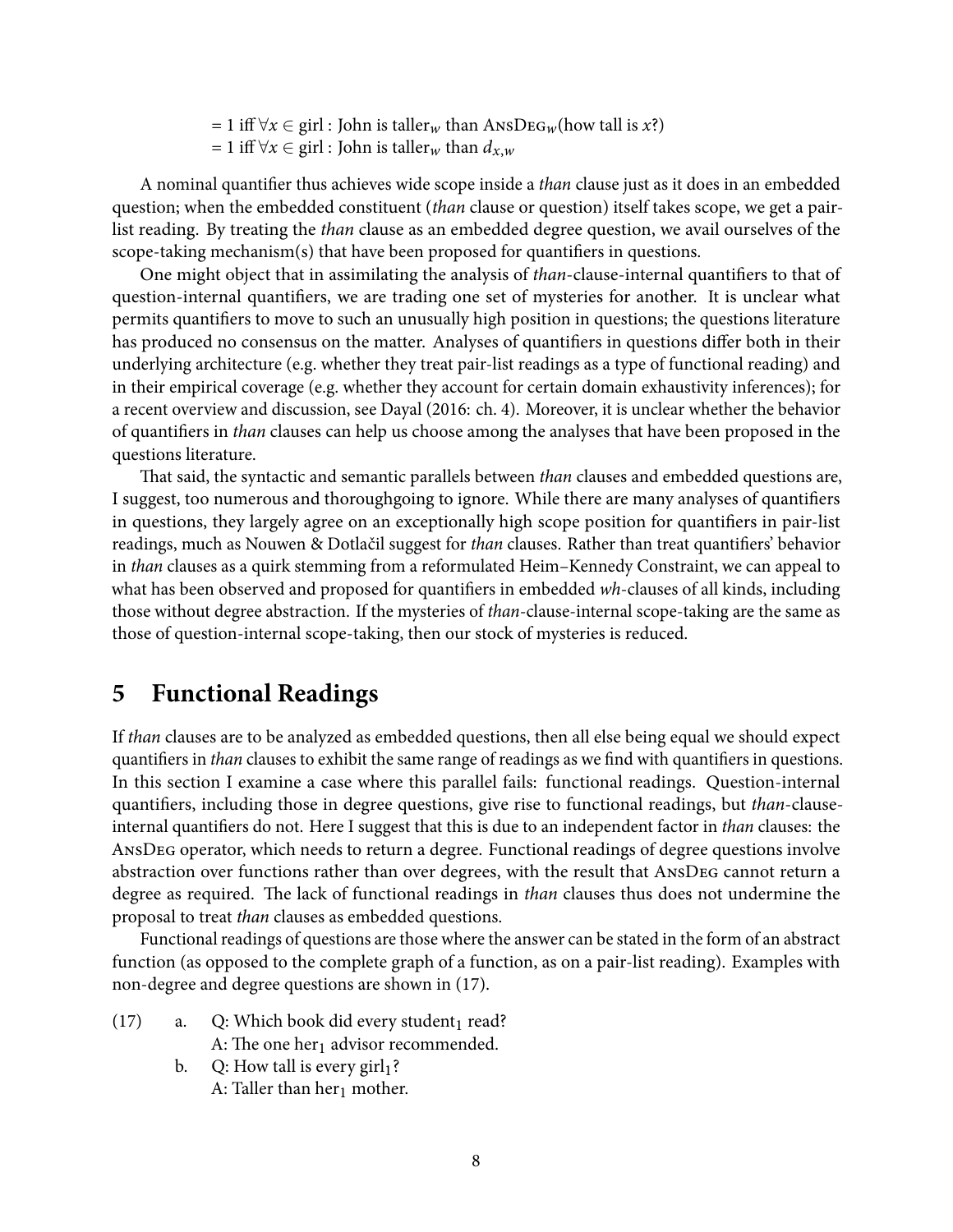$= 1$ iff $\forall x \in$ girl : John is taller$_w$ than ANSDEG$_w$(how tall is $x$?)
$= 1$ iff $\forall x \in$ girl : John is taller$_w$ than $d_{x,w}$

A nominal quantifier thus achieves wide scope inside a *than* clause just as it does in an embedded question; when the embedded constituent (*than* clause or question) itself takes scope, we get a pair-list reading. By treating the *than* clause as an embedded degree question, we avail ourselves of the scope-taking mechanism(s) that have been proposed for quantifiers in questions.

One might object that in assimilating the analysis of *than*-clause-internal quantifiers to that of question-internal quantifiers, we are trading one set of mysteries for another. It is unclear what permits quantifiers to move to such an unusually high position in questions; the questions literature has produced no consensus on the matter. Analyses of quantifiers in questions differ both in their underlying architecture (e.g. whether they treat pair-list readings as a type of functional reading) and in their empirical coverage (e.g. whether they account for certain domain exhaustivity inferences); for a recent overview and discussion, see Dayal (2016: ch. 4). Moreover, it is unclear whether the behavior of quantifiers in *than* clauses can help us choose among the analyses that have been proposed in the questions literature.

That said, the syntactic and semantic parallels between *than* clauses and embedded questions are, I suggest, too numerous and thoroughgoing to ignore. While there are many analyses of quantifiers in questions, they largely agree on an exceptionally high scope position for quantifiers in pair-list readings, much as Nouwen & Dotlačil suggest for *than* clauses. Rather than treat quantifiers' behavior in *than* clauses as a quirk stemming from a reformulated Heim–Kennedy Constraint, we can appeal to what has been observed and proposed for quantifiers in embedded *wh*-clauses of all kinds, including those without degree abstraction. If the mysteries of *than*-clause-internal scope-taking are the same as those of question-internal scope-taking, then our stock of mysteries is reduced.

## 5 Functional Readings

If *than* clauses are to be analyzed as embedded questions, then all else being equal we should expect quantifiers in *than* clauses to exhibit the same range of readings as we find with quantifiers in questions. In this section I examine a case where this parallel fails: functional readings. Question-internal quantifiers, including those in degree questions, give rise to functional readings, but *than*-clause-internal quantifiers do not. Here I suggest that this is due to an independent factor in *than* clauses: the ANSDEG operator, which needs to return a degree. Functional readings of degree questions involve abstraction over functions rather than over degrees, with the result that ANSDEG cannot return a degree as required. The lack of functional readings in *than* clauses thus does not undermine the proposal to treat *than* clauses as embedded questions.

Functional readings of questions are those where the answer can be stated in the form of an abstract function (as opposed to the complete graph of a function, as on a pair-list reading). Examples with non-degree and degree questions are shown in (17).

(17) a. Q: Which book did every student$_1$ read?
A: The one her$_1$ advisor recommended.

b. Q: How tall is every girl$_1$?
A: Taller than her$_1$ mother.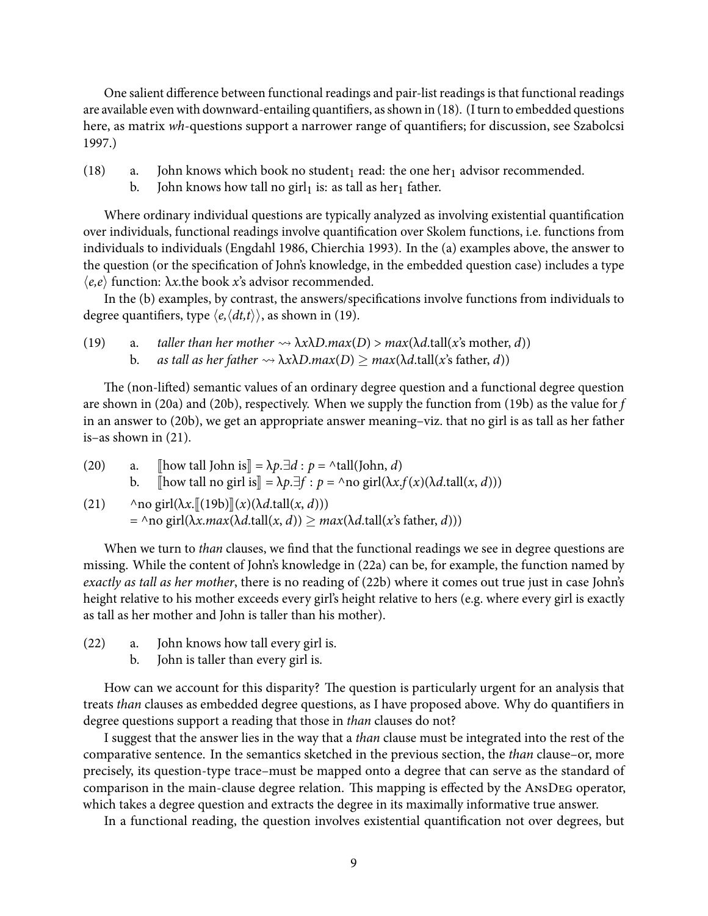One salient difference between functional readings and pair-list readings is that functional readings are available even with downward-entailing quantifiers, as shown in (18). (I turn to embedded questions here, as matrix *wh*-questions support a narrower range of quantifiers; for discussion, see Szabolcsi 1997.)

(18) a. John knows which book no student$_1$ read: the one her$_1$ advisor recommended.
  b. John knows how tall no girl$_1$ is: as tall as her$_1$ father.

Where ordinary individual questions are typically analyzed as involving existential quantification over individuals, functional readings involve quantification over Skolem functions, i.e. functions from individuals to individuals (Engdahl 1986, Chierchia 1993). In the (a) examples above, the answer to the question (or the specification of John's knowledge, in the embedded question case) includes a type $\langle e,e \rangle$ function: $\lambda x$.the book $x$'s advisor recommended.

In the (b) examples, by contrast, the answers/specifications involve functions from individuals to degree quantifiers, type $\langle e, \langle dt,t \rangle \rangle$, as shown in (19).

(19) a. *taller than her mother* $\rightsquigarrow \lambda x \lambda D.max(D) > max(\lambda d.\text{tall}(x\text{'s mother}, d))$
  b. *as tall as her father* $\rightsquigarrow \lambda x \lambda D.max(D) \geq max(\lambda d.\text{tall}(x\text{'s father}, d))$

The (non-lifted) semantic values of an ordinary degree question and a functional degree question are shown in (20a) and (20b), respectively. When we supply the function from (19b) as the value for $f$ in an answer to (20b), we get an appropriate answer meaning–viz. that no girl is as tall as her father is–as shown in (21).

(20) a. $[\![\text{how tall John is}]\!] = \lambda p.\exists d : p = {}^\wedge\text{tall}(\text{John}, d)$
  b. $[\![\text{how tall no girl is}]\!] = \lambda p.\exists f : p = {}^\wedge\text{no girl}(\lambda x.f(x)(\lambda d.\text{tall}(x, d)))$

(21) $^\wedge\text{no girl}(\lambda x.[\![(19\text{b})]\!](x)(\lambda d.\text{tall}(x, d)))$
  $= {}^\wedge\text{no girl}(\lambda x.max(\lambda d.\text{tall}(x, d)) \geq max(\lambda d.\text{tall}(x\text{'s father}, d)))$

When we turn to *than* clauses, we find that the functional readings we see in degree questions are missing. While the content of John's knowledge in (22a) can be, for example, the function named by *exactly as tall as her mother*, there is no reading of (22b) where it comes out true just in case John's height relative to his mother exceeds every girl's height relative to hers (e.g. where every girl is exactly as tall as her mother and John is taller than his mother).

(22) a. John knows how tall every girl is.
  b. John is taller than every girl is.

How can we account for this disparity? The question is particularly urgent for an analysis that treats *than* clauses as embedded degree questions, as I have proposed above. Why do quantifiers in degree questions support a reading that those in *than* clauses do not?

I suggest that the answer lies in the way that a *than* clause must be integrated into the rest of the comparative sentence. In the semantics sketched in the previous section, the *than* clause–or, more precisely, its question-type trace–must be mapped onto a degree that can serve as the standard of comparison in the main-clause degree relation. This mapping is effected by the AnsDeg operator, which takes a degree question and extracts the degree in its maximally informative true answer.

In a functional reading, the question involves existential quantification not over degrees, but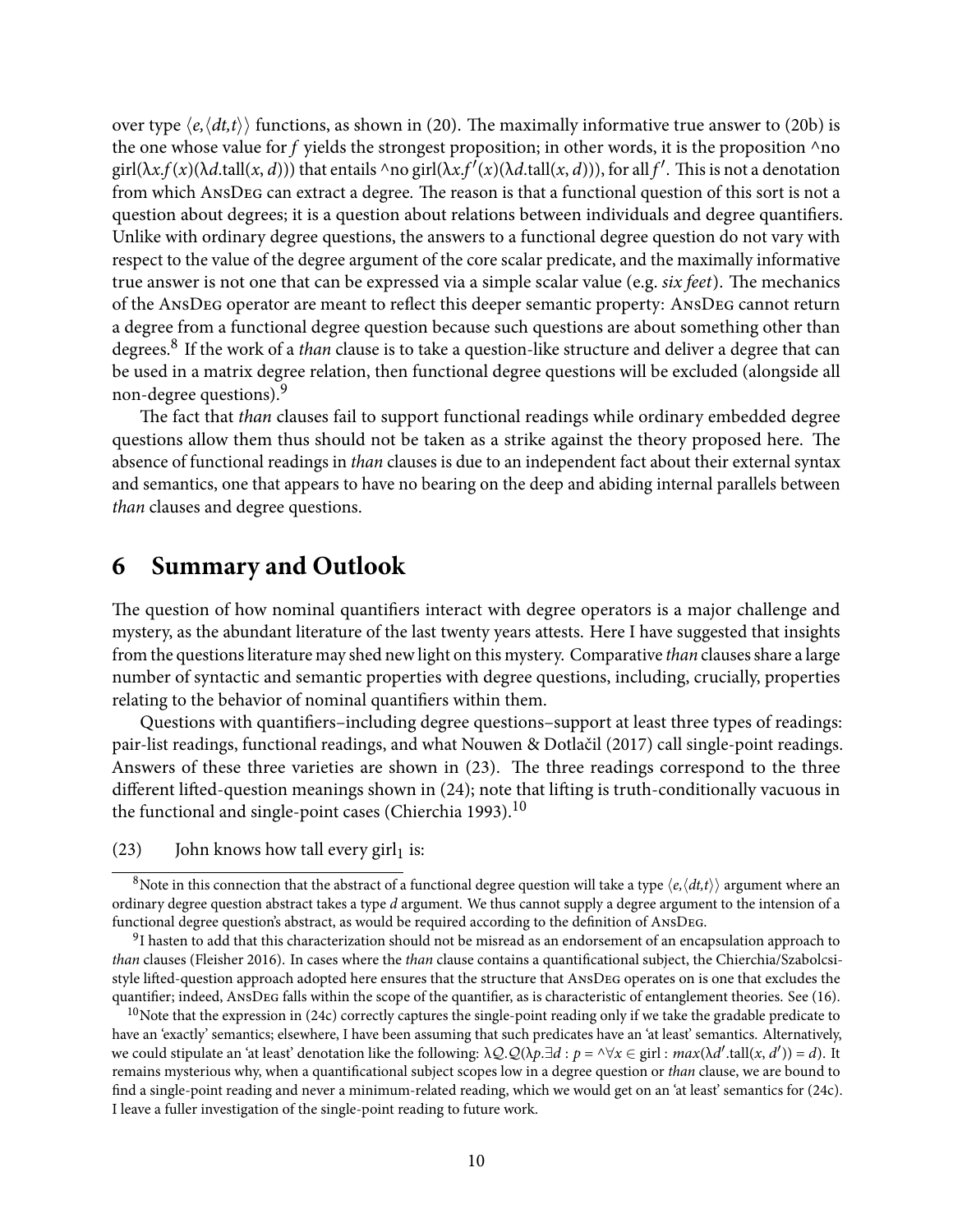over type $\langle e,\langle dt,t\rangle\rangle$ functions, as shown in (20). The maximally informative true answer to (20b) is the one whose value for $f$ yields the strongest proposition; in other words, it is the proposition $^\wedge$no girl$(\lambda x.f(x)(\lambda d.\text{tall}(x,d)))$ that entails $^\wedge$no girl$(\lambda x.f'(x)(\lambda d.\text{tall}(x,d)))$, for all $f'$. This is not a denotation from which AnsDeg can extract a degree. The reason is that a functional question of this sort is not a question about degrees; it is a question about relations between individuals and degree quantifiers. Unlike with ordinary degree questions, the answers to a functional degree question do not vary with respect to the value of the degree argument of the core scalar predicate, and the maximally informative true answer is not one that can be expressed via a simple scalar value (e.g. *six feet*). The mechanics of the AnsDeg operator are meant to reflect this deeper semantic property: AnsDeg cannot return a degree from a functional degree question because such questions are about something other than degrees.[8] If the work of a *than* clause is to take a question-like structure and deliver a degree that can be used in a matrix degree relation, then functional degree questions will be excluded (alongside all non-degree questions).[9]

The fact that *than* clauses fail to support functional readings while ordinary embedded degree questions allow them thus should not be taken as a strike against the theory proposed here. The absence of functional readings in *than* clauses is due to an independent fact about their external syntax and semantics, one that appears to have no bearing on the deep and abiding internal parallels between *than* clauses and degree questions.

# 6 Summary and Outlook

The question of how nominal quantifiers interact with degree operators is a major challenge and mystery, as the abundant literature of the last twenty years attests. Here I have suggested that insights from the questions literature may shed new light on this mystery. Comparative *than* clauses share a large number of syntactic and semantic properties with degree questions, including, crucially, properties relating to the behavior of nominal quantifiers within them.

Questions with quantifiers–including degree questions–support at least three types of readings: pair-list readings, functional readings, and what Nouwen & Dotlačil (2017) call single-point readings. Answers of these three varieties are shown in (23). The three readings correspond to the three different lifted-question meanings shown in (24); note that lifting is truth-conditionally vacuous in the functional and single-point cases (Chierchia 1993).[10]

(23) John knows how tall every girl$_1$ is:

[8] Note in this connection that the abstract of a functional degree question will take a type $\langle e,\langle dt,t\rangle\rangle$ argument where an ordinary degree question abstract takes a type $d$ argument. We thus cannot supply a degree argument to the intension of a functional degree question's abstract, as would be required according to the definition of AnsDeg.

[9] I hasten to add that this characterization should not be misread as an endorsement of an encapsulation approach to *than* clauses (Fleisher 2016). In cases where the *than* clause contains a quantificational subject, the Chierchia/Szabolcsi-style lifted-question approach adopted here ensures that the structure that AnsDeg operates on is one that excludes the quantifier; indeed, AnsDeg falls within the scope of the quantifier, as is characteristic of entanglement theories. See (16).

[10] Note that the expression in (24c) correctly captures the single-point reading only if we take the gradable predicate to have an 'exactly' semantics; elsewhere, I have been assuming that such predicates have an 'at least' semantics. Alternatively, we could stipulate an 'at least' denotation like the following: $\lambda\mathcal{Q}.\mathcal{Q}(\lambda p.\exists d: p = {}^\wedge\forall x \in \text{girl}: max(\lambda d'.\text{tall}(x,d')) = d)$. It remains mysterious why, when a quantificational subject scopes low in a degree question or *than* clause, we are bound to find a single-point reading and never a minimum-related reading, which we would get on an 'at least' semantics for (24c). I leave a fuller investigation of the single-point reading to future work.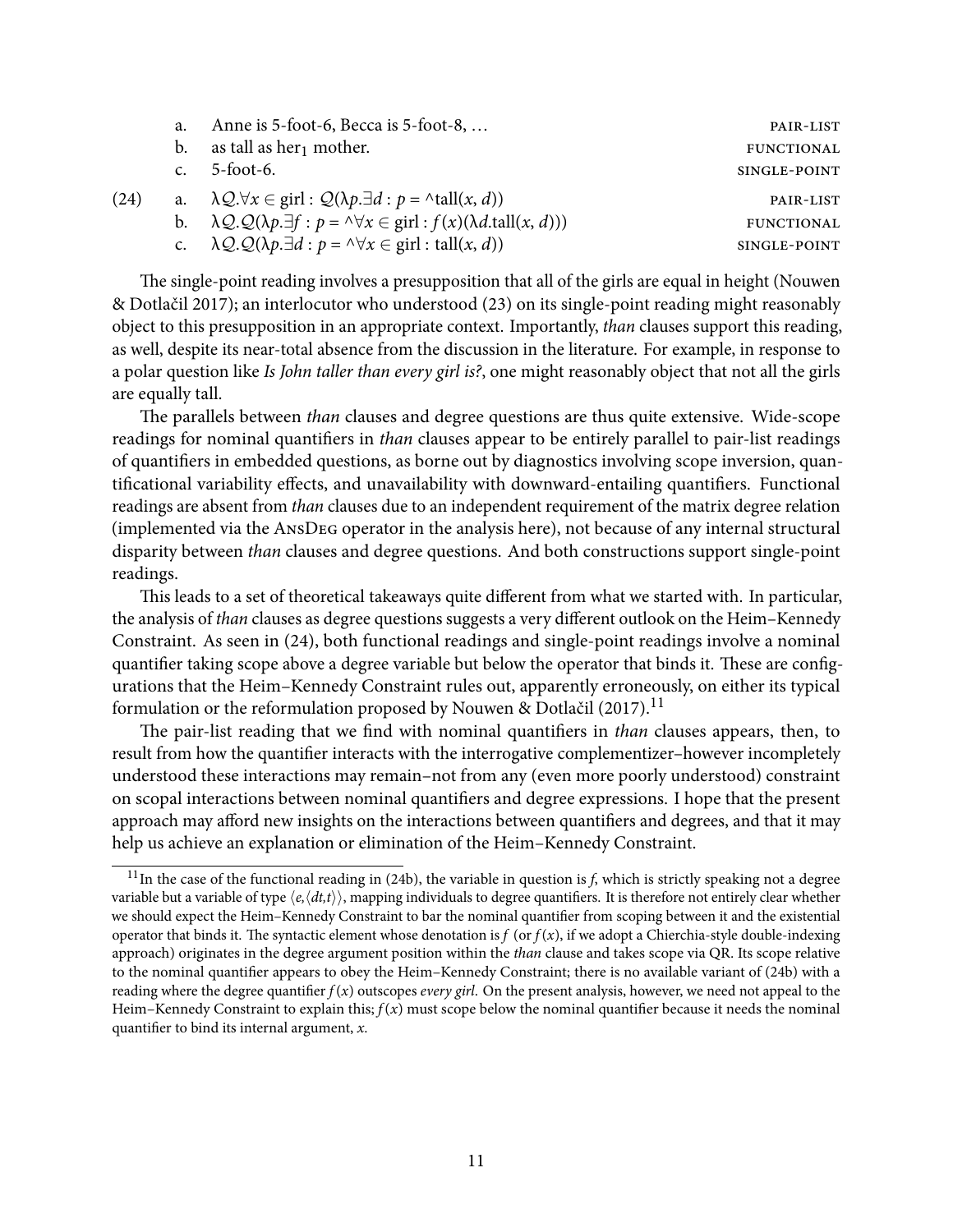a. Anne is 5-foot-6, Becca is 5-foot-8, … PAIR-LIST

b. as tall as her$_1$ mother. FUNCTIONAL

c. 5-foot-6. SINGLE-POINT

(24)

a. $\lambda\mathcal{Q}.\forall x \in \text{girl} : \mathcal{Q}(\lambda p.\exists d : p = {}^\wedge\text{tall}(x, d))$ PAIR-LIST

b. $\lambda\mathcal{Q}.\mathcal{Q}(\lambda p.\exists f : p = {}^\wedge\forall x \in \text{girl} : f(x)(\lambda d.\text{tall}(x, d)))$ FUNCTIONAL

c. $\lambda\mathcal{Q}.\mathcal{Q}(\lambda p.\exists d : p = {}^\wedge\forall x \in \text{girl} : \text{tall}(x, d))$ SINGLE-POINT

The single-point reading involves a presupposition that all of the girls are equal in height (Nouwen & Dotlačil 2017); an interlocutor who understood (23) on its single-point reading might reasonably object to this presupposition in an appropriate context. Importantly, *than* clauses support this reading, as well, despite its near-total absence from the discussion in the literature. For example, in response to a polar question like *Is John taller than every girl is?*, one might reasonably object that not all the girls are equally tall.

The parallels between *than* clauses and degree questions are thus quite extensive. Wide-scope readings for nominal quantifiers in *than* clauses appear to be entirely parallel to pair-list readings of quantifiers in embedded questions, as borne out by diagnostics involving scope inversion, quantificational variability effects, and unavailability with downward-entailing quantifiers. Functional readings are absent from *than* clauses due to an independent requirement of the matrix degree relation (implemented via the AnsDeg operator in the analysis here), not because of any internal structural disparity between *than* clauses and degree questions. And both constructions support single-point readings.

This leads to a set of theoretical takeaways quite different from what we started with. In particular, the analysis of *than* clauses as degree questions suggests a very different outlook on the Heim–Kennedy Constraint. As seen in (24), both functional readings and single-point readings involve a nominal quantifier taking scope above a degree variable but below the operator that binds it. These are configurations that the Heim–Kennedy Constraint rules out, apparently erroneously, on either its typical formulation or the reformulation proposed by Nouwen & Dotlačil (2017).[11]

The pair-list reading that we find with nominal quantifiers in *than* clauses appears, then, to result from how the quantifier interacts with the interrogative complementizer–however incompletely understood these interactions may remain–not from any (even more poorly understood) constraint on scopal interactions between nominal quantifiers and degree expressions. I hope that the present approach may afford new insights on the interactions between quantifiers and degrees, and that it may help us achieve an explanation or elimination of the Heim–Kennedy Constraint.

[11] In the case of the functional reading in (24b), the variable in question is $f$, which is strictly speaking not a degree variable but a variable of type $\langle e,\langle dt,t\rangle\rangle$, mapping individuals to degree quantifiers. It is therefore not entirely clear whether we should expect the Heim–Kennedy Constraint to bar the nominal quantifier from scoping between it and the existential operator that binds it. The syntactic element whose denotation is $f$ (or $f(x)$, if we adopt a Chierchia-style double-indexing approach) originates in the degree argument position within the *than* clause and takes scope via QR. Its scope relative to the nominal quantifier appears to obey the Heim–Kennedy Constraint; there is no available variant of (24b) with a reading where the degree quantifier $f(x)$ outscopes *every girl*. On the present analysis, however, we need not appeal to the Heim–Kennedy Constraint to explain this; $f(x)$ must scope below the nominal quantifier because it needs the nominal quantifier to bind its internal argument, $x$.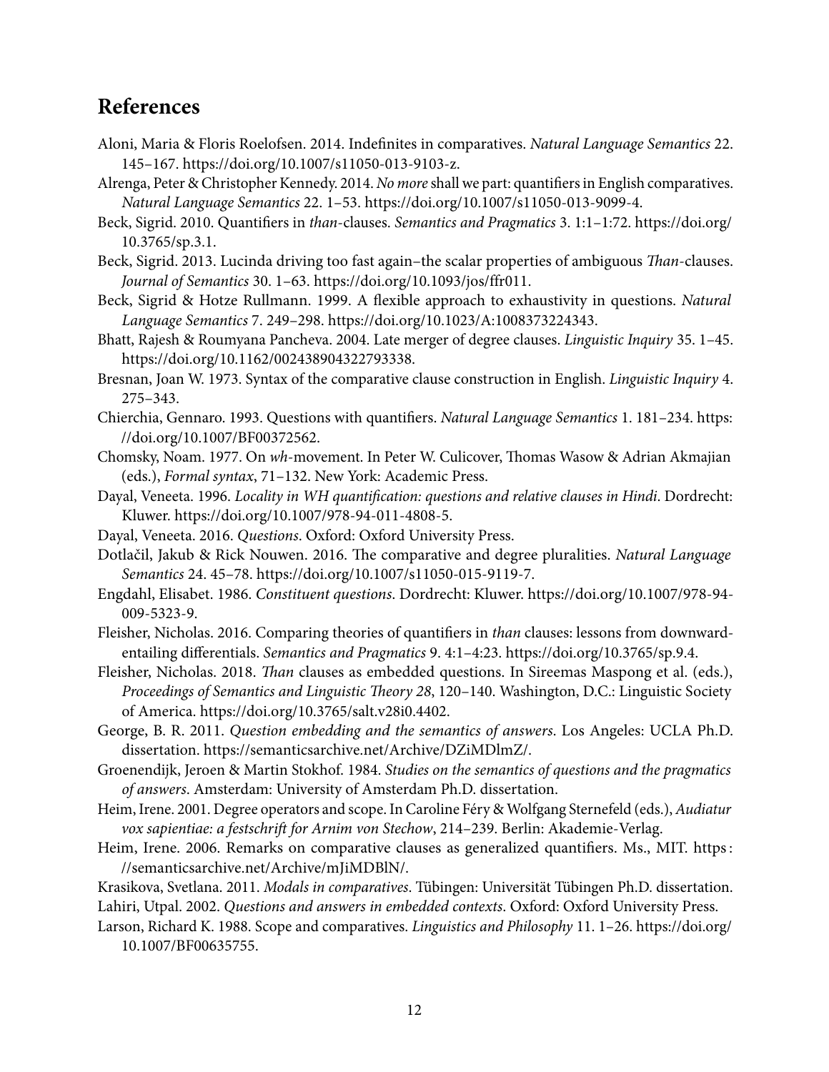## References

Aloni, Maria & Floris Roelofsen. 2014. Indefinites in comparatives. *Natural Language Semantics* 22. 145–167. https://doi.org/10.1007/s11050-013-9103-z.

Alrenga, Peter & Christopher Kennedy. 2014. *No more* shall we part: quantifiers in English comparatives. *Natural Language Semantics* 22. 1–53. https://doi.org/10.1007/s11050-013-9099-4.

Beck, Sigrid. 2010. Quantifiers in *than*-clauses. *Semantics and Pragmatics* 3. 1:1–1:72. https://doi.org/10.3765/sp.3.1.

Beck, Sigrid. 2013. Lucinda driving too fast again–the scalar properties of ambiguous *Than*-clauses. *Journal of Semantics* 30. 1–63. https://doi.org/10.1093/jos/ffr011.

Beck, Sigrid & Hotze Rullmann. 1999. A flexible approach to exhaustivity in questions. *Natural Language Semantics* 7. 249–298. https://doi.org/10.1023/A:1008373224343.

Bhatt, Rajesh & Roumyana Pancheva. 2004. Late merger of degree clauses. *Linguistic Inquiry* 35. 1–45. https://doi.org/10.1162/002438904322793338.

Bresnan, Joan W. 1973. Syntax of the comparative clause construction in English. *Linguistic Inquiry* 4. 275–343.

Chierchia, Gennaro. 1993. Questions with quantifiers. *Natural Language Semantics* 1. 181–234. https://doi.org/10.1007/BF00372562.

Chomsky, Noam. 1977. On *wh*-movement. In Peter W. Culicover, Thomas Wasow & Adrian Akmajian (eds.), *Formal syntax*, 71–132. New York: Academic Press.

Dayal, Veneeta. 1996. *Locality in WH quantification: questions and relative clauses in Hindi*. Dordrecht: Kluwer. https://doi.org/10.1007/978-94-011-4808-5.

Dayal, Veneeta. 2016. *Questions*. Oxford: Oxford University Press.

Dotlačil, Jakub & Rick Nouwen. 2016. The comparative and degree pluralities. *Natural Language Semantics* 24. 45–78. https://doi.org/10.1007/s11050-015-9119-7.

Engdahl, Elisabet. 1986. *Constituent questions*. Dordrecht: Kluwer. https://doi.org/10.1007/978-94-009-5323-9.

Fleisher, Nicholas. 2016. Comparing theories of quantifiers in *than* clauses: lessons from downward-entailing differentials. *Semantics and Pragmatics* 9. 4:1–4:23. https://doi.org/10.3765/sp.9.4.

Fleisher, Nicholas. 2018. *Than* clauses as embedded questions. In Sireemas Maspong et al. (eds.), *Proceedings of Semantics and Linguistic Theory 28*, 120–140. Washington, D.C.: Linguistic Society of America. https://doi.org/10.3765/salt.v28i0.4402.

George, B. R. 2011. *Question embedding and the semantics of answers*. Los Angeles: UCLA Ph.D. dissertation. https://semanticsarchive.net/Archive/DZiMDlmZ/.

Groenendijk, Jeroen & Martin Stokhof. 1984. *Studies on the semantics of questions and the pragmatics of answers*. Amsterdam: University of Amsterdam Ph.D. dissertation.

Heim, Irene. 2001. Degree operators and scope. In Caroline Féry & Wolfgang Sternefeld (eds.), *Audiatur vox sapientiae: a festschrift for Arnim von Stechow*, 214–239. Berlin: Akademie-Verlag.

Heim, Irene. 2006. Remarks on comparative clauses as generalized quantifiers. Ms., MIT. https://semanticsarchive.net/Archive/mJiMDBlN/.

Krasikova, Svetlana. 2011. *Modals in comparatives*. Tübingen: Universität Tübingen Ph.D. dissertation.

Lahiri, Utpal. 2002. *Questions and answers in embedded contexts*. Oxford: Oxford University Press.

Larson, Richard K. 1988. Scope and comparatives. *Linguistics and Philosophy* 11. 1–26. https://doi.org/10.1007/BF00635755.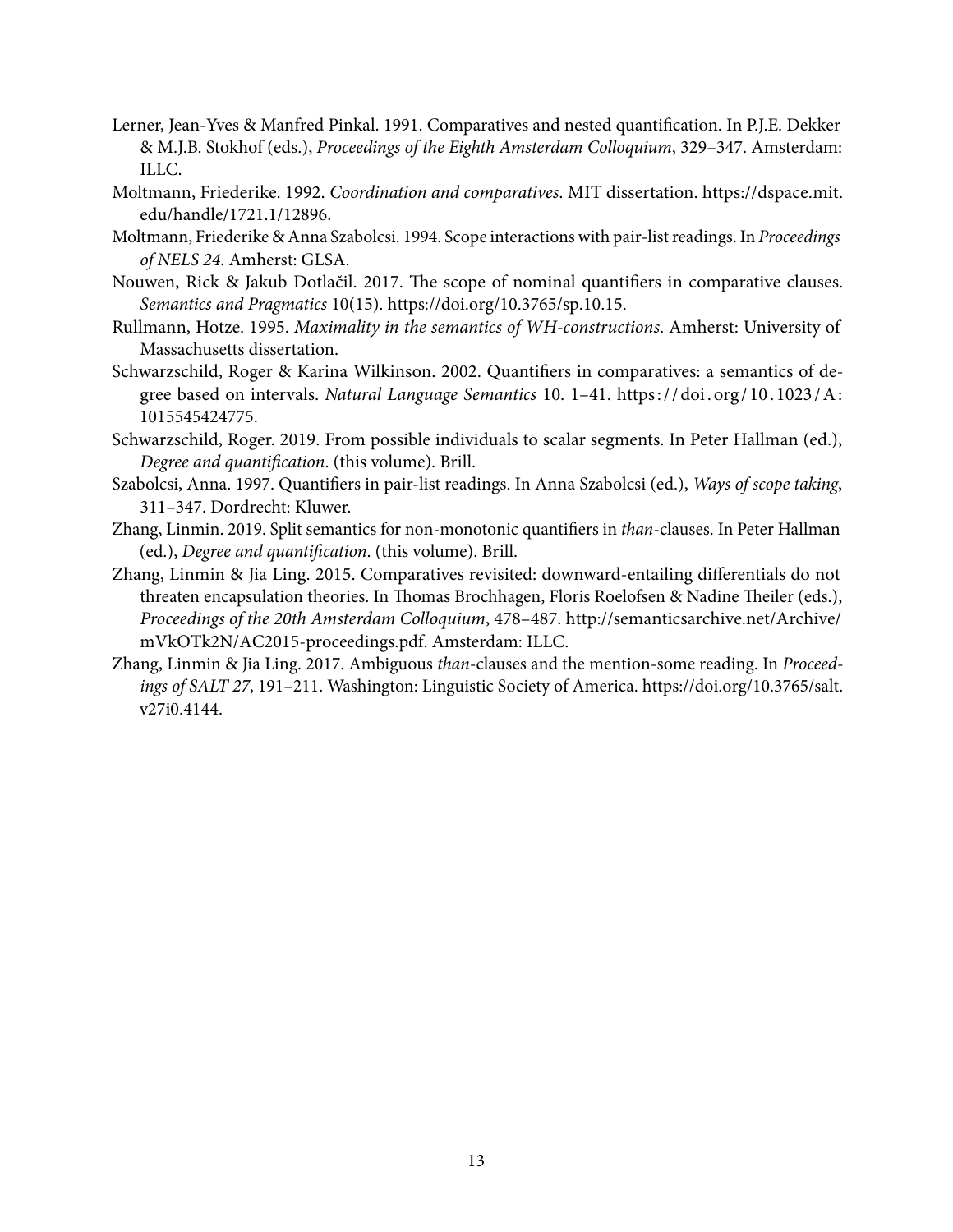Lerner, Jean-Yves & Manfred Pinkal. 1991. Comparatives and nested quantification. In P.J.E. Dekker & M.J.B. Stokhof (eds.), *Proceedings of the Eighth Amsterdam Colloquium*, 329–347. Amsterdam: ILLC.

Moltmann, Friederike. 1992. *Coordination and comparatives*. MIT dissertation. https://dspace.mit.edu/handle/1721.1/12896.

Moltmann, Friederike & Anna Szabolcsi. 1994. Scope interactions with pair-list readings. In *Proceedings of NELS 24*. Amherst: GLSA.

Nouwen, Rick & Jakub Dotlačil. 2017. The scope of nominal quantifiers in comparative clauses. *Semantics and Pragmatics* 10(15). https://doi.org/10.3765/sp.10.15.

Rullmann, Hotze. 1995. *Maximality in the semantics of WH-constructions*. Amherst: University of Massachusetts dissertation.

Schwarzschild, Roger & Karina Wilkinson. 2002. Quantifiers in comparatives: a semantics of degree based on intervals. *Natural Language Semantics* 10. 1–41. https://doi.org/10.1023/A:1015545424775.

Schwarzschild, Roger. 2019. From possible individuals to scalar segments. In Peter Hallman (ed.), *Degree and quantification*. (this volume). Brill.

Szabolcsi, Anna. 1997. Quantifiers in pair-list readings. In Anna Szabolcsi (ed.), *Ways of scope taking*, 311–347. Dordrecht: Kluwer.

Zhang, Linmin. 2019. Split semantics for non-monotonic quantifiers in *than*-clauses. In Peter Hallman (ed.), *Degree and quantification*. (this volume). Brill.

Zhang, Linmin & Jia Ling. 2015. Comparatives revisited: downward-entailing differentials do not threaten encapsulation theories. In Thomas Brochhagen, Floris Roelofsen & Nadine Theiler (eds.), *Proceedings of the 20th Amsterdam Colloquium*, 478–487. http://semanticsarchive.net/Archive/mVkOTk2N/AC2015-proceedings.pdf. Amsterdam: ILLC.

Zhang, Linmin & Jia Ling. 2017. Ambiguous *than*-clauses and the mention-some reading. In *Proceedings of SALT 27*, 191–211. Washington: Linguistic Society of America. https://doi.org/10.3765/salt.v27i0.4144.